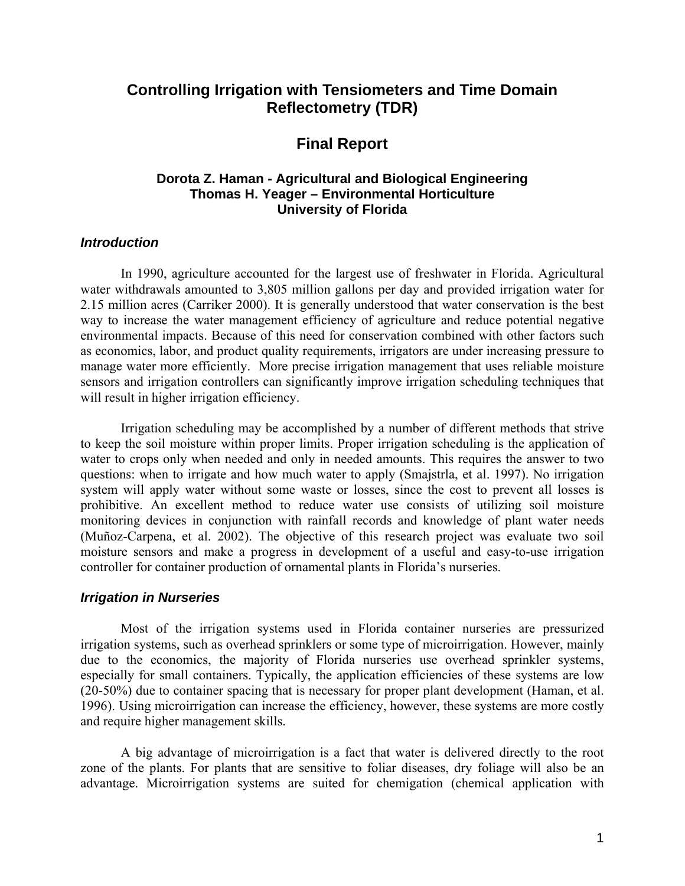# Controlling Irrigation with Tensiometers and Time Domain Reflectometry (TDR)

## Final Report

**Dorota Z. Haman - Agricultural and Biological Engineering**
**Thomas H. Yeager – Environmental Horticulture**
**University of Florida**

### *Introduction*

In 1990, agriculture accounted for the largest use of freshwater in Florida. Agricultural water withdrawals amounted to 3,805 million gallons per day and provided irrigation water for 2.15 million acres (Carriker 2000). It is generally understood that water conservation is the best way to increase the water management efficiency of agriculture and reduce potential negative environmental impacts. Because of this need for conservation combined with other factors such as economics, labor, and product quality requirements, irrigators are under increasing pressure to manage water more efficiently. More precise irrigation management that uses reliable moisture sensors and irrigation controllers can significantly improve irrigation scheduling techniques that will result in higher irrigation efficiency.

Irrigation scheduling may be accomplished by a number of different methods that strive to keep the soil moisture within proper limits. Proper irrigation scheduling is the application of water to crops only when needed and only in needed amounts. This requires the answer to two questions: when to irrigate and how much water to apply (Smajstrla, et al. 1997). No irrigation system will apply water without some waste or losses, since the cost to prevent all losses is prohibitive. An excellent method to reduce water use consists of utilizing soil moisture monitoring devices in conjunction with rainfall records and knowledge of plant water needs (Muñoz-Carpena, et al. 2002). The objective of this research project was evaluate two soil moisture sensors and make a progress in development of a useful and easy-to-use irrigation controller for container production of ornamental plants in Florida's nurseries.

### *Irrigation in Nurseries*

Most of the irrigation systems used in Florida container nurseries are pressurized irrigation systems, such as overhead sprinklers or some type of microirrigation. However, mainly due to the economics, the majority of Florida nurseries use overhead sprinkler systems, especially for small containers. Typically, the application efficiencies of these systems are low (20-50%) due to container spacing that is necessary for proper plant development (Haman, et al. 1996). Using microirrigation can increase the efficiency, however, these systems are more costly and require higher management skills.

A big advantage of microirrigation is a fact that water is delivered directly to the root zone of the plants. For plants that are sensitive to foliar diseases, dry foliage will also be an advantage. Microirrigation systems are suited for chemigation (chemical application with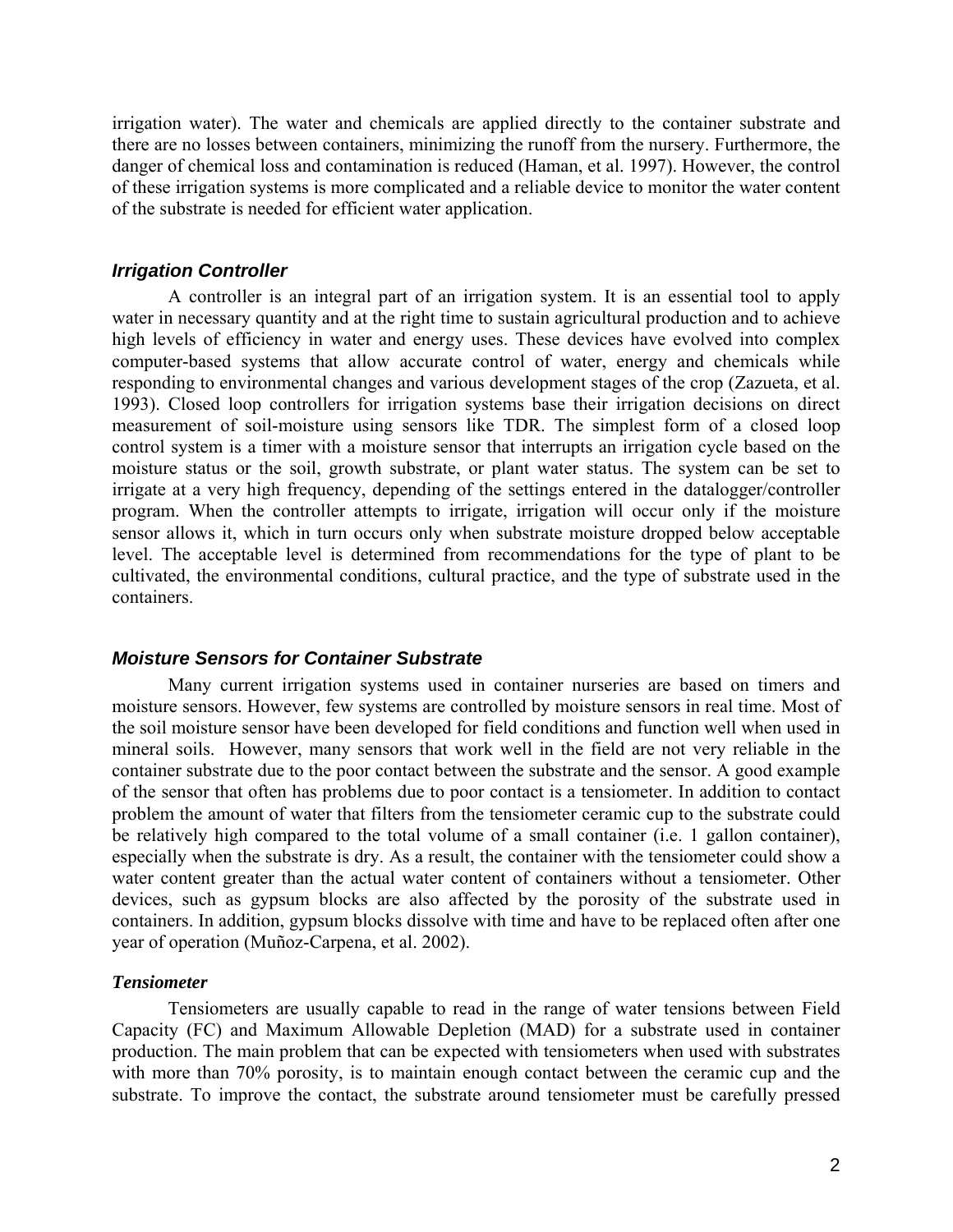irrigation water). The water and chemicals are applied directly to the container substrate and there are no losses between containers, minimizing the runoff from the nursery. Furthermore, the danger of chemical loss and contamination is reduced (Haman, et al. 1997). However, the control of these irrigation systems is more complicated and a reliable device to monitor the water content of the substrate is needed for efficient water application.

### *Irrigation Controller*

A controller is an integral part of an irrigation system. It is an essential tool to apply water in necessary quantity and at the right time to sustain agricultural production and to achieve high levels of efficiency in water and energy uses. These devices have evolved into complex computer-based systems that allow accurate control of water, energy and chemicals while responding to environmental changes and various development stages of the crop (Zazueta, et al. 1993). Closed loop controllers for irrigation systems base their irrigation decisions on direct measurement of soil-moisture using sensors like TDR. The simplest form of a closed loop control system is a timer with a moisture sensor that interrupts an irrigation cycle based on the moisture status or the soil, growth substrate, or plant water status. The system can be set to irrigate at a very high frequency, depending of the settings entered in the datalogger/controller program. When the controller attempts to irrigate, irrigation will occur only if the moisture sensor allows it, which in turn occurs only when substrate moisture dropped below acceptable level. The acceptable level is determined from recommendations for the type of plant to be cultivated, the environmental conditions, cultural practice, and the type of substrate used in the containers.

### *Moisture Sensors for Container Substrate*

Many current irrigation systems used in container nurseries are based on timers and moisture sensors. However, few systems are controlled by moisture sensors in real time. Most of the soil moisture sensor have been developed for field conditions and function well when used in mineral soils. However, many sensors that work well in the field are not very reliable in the container substrate due to the poor contact between the substrate and the sensor. A good example of the sensor that often has problems due to poor contact is a tensiometer. In addition to contact problem the amount of water that filters from the tensiometer ceramic cup to the substrate could be relatively high compared to the total volume of a small container (i.e. 1 gallon container), especially when the substrate is dry. As a result, the container with the tensiometer could show a water content greater than the actual water content of containers without a tensiometer. Other devices, such as gypsum blocks are also affected by the porosity of the substrate used in containers. In addition, gypsum blocks dissolve with time and have to be replaced often after one year of operation (Muñoz-Carpena, et al. 2002).

#### *Tensiometer*

Tensiometers are usually capable to read in the range of water tensions between Field Capacity (FC) and Maximum Allowable Depletion (MAD) for a substrate used in container production. The main problem that can be expected with tensiometers when used with substrates with more than 70% porosity, is to maintain enough contact between the ceramic cup and the substrate. To improve the contact, the substrate around tensiometer must be carefully pressed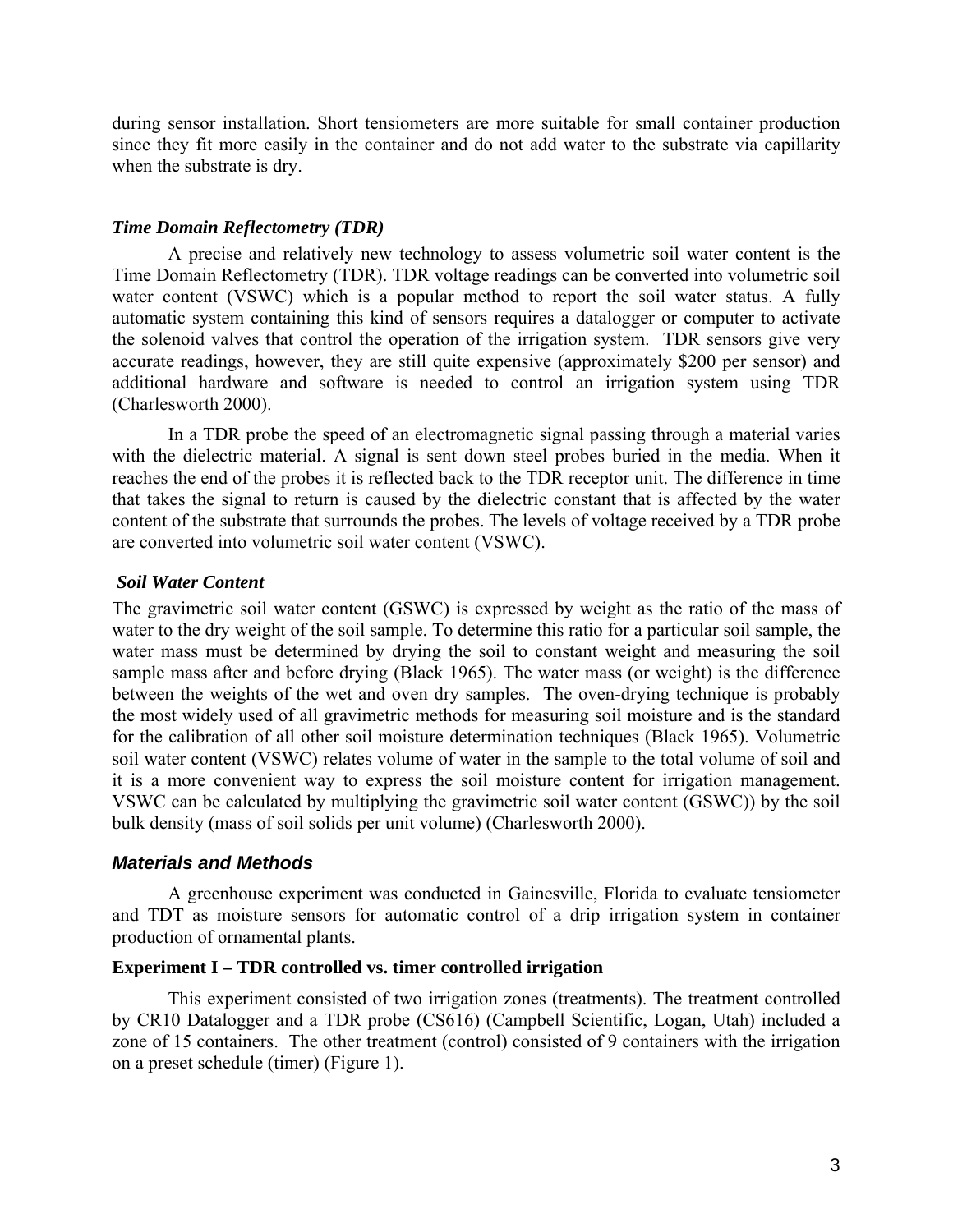during sensor installation. Short tensiometers are more suitable for small container production since they fit more easily in the container and do not add water to the substrate via capillarity when the substrate is dry.

### *Time Domain Reflectometry (TDR)*

A precise and relatively new technology to assess volumetric soil water content is the Time Domain Reflectometry (TDR). TDR voltage readings can be converted into volumetric soil water content (VSWC) which is a popular method to report the soil water status. A fully automatic system containing this kind of sensors requires a datalogger or computer to activate the solenoid valves that control the operation of the irrigation system. TDR sensors give very accurate readings, however, they are still quite expensive (approximately $200 per sensor) and additional hardware and software is needed to control an irrigation system using TDR (Charlesworth 2000).

In a TDR probe the speed of an electromagnetic signal passing through a material varies with the dielectric material. A signal is sent down steel probes buried in the media. When it reaches the end of the probes it is reflected back to the TDR receptor unit. The difference in time that takes the signal to return is caused by the dielectric constant that is affected by the water content of the substrate that surrounds the probes. The levels of voltage received by a TDR probe are converted into volumetric soil water content (VSWC).

### *Soil Water Content*

The gravimetric soil water content (GSWC) is expressed by weight as the ratio of the mass of water to the dry weight of the soil sample. To determine this ratio for a particular soil sample, the water mass must be determined by drying the soil to constant weight and measuring the soil sample mass after and before drying (Black 1965). The water mass (or weight) is the difference between the weights of the wet and oven dry samples. The oven-drying technique is probably the most widely used of all gravimetric methods for measuring soil moisture and is the standard for the calibration of all other soil moisture determination techniques (Black 1965). Volumetric soil water content (VSWC) relates volume of water in the sample to the total volume of soil and it is a more convenient way to express the soil moisture content for irrigation management. VSWC can be calculated by multiplying the gravimetric soil water content (GSWC)) by the soil bulk density (mass of soil solids per unit volume) (Charlesworth 2000).

## *Materials and Methods*

A greenhouse experiment was conducted in Gainesville, Florida to evaluate tensiometer and TDT as moisture sensors for automatic control of a drip irrigation system in container production of ornamental plants.

### Experiment I – TDR controlled vs. timer controlled irrigation

This experiment consisted of two irrigation zones (treatments). The treatment controlled by CR10 Datalogger and a TDR probe (CS616) (Campbell Scientific, Logan, Utah) included a zone of 15 containers. The other treatment (control) consisted of 9 containers with the irrigation on a preset schedule (timer) (Figure 1).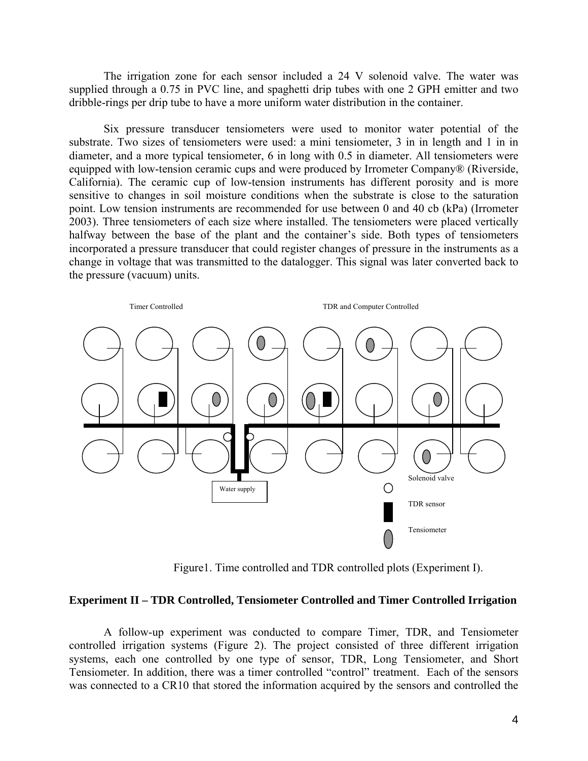The irrigation zone for each sensor included a 24 V solenoid valve. The water was supplied through a 0.75 in PVC line, and spaghetti drip tubes with one 2 GPH emitter and two dribble-rings per drip tube to have a more uniform water distribution in the container.

Six pressure transducer tensiometers were used to monitor water potential of the substrate. Two sizes of tensiometers were used: a mini tensiometer, 3 in in length and 1 in in diameter, and a more typical tensiometer, 6 in long with 0.5 in diameter. All tensiometers were equipped with low-tension ceramic cups and were produced by Irrometer Company® (Riverside, California). The ceramic cup of low-tension instruments has different porosity and is more sensitive to changes in soil moisture conditions when the substrate is close to the saturation point. Low tension instruments are recommended for use between 0 and 40 cb (kPa) (Irrometer 2003). Three tensiometers of each size where installed. The tensiometers were placed vertically halfway between the base of the plant and the container's side. Both types of tensiometers incorporated a pressure transducer that could register changes of pressure in the instruments as a change in voltage that was transmitted to the datalogger. This signal was later converted back to the pressure (vacuum) units.

Timer Controlled

TDR and Computer Controlled

Water supply

Solenoid valve

TDR sensor

Tensiometer

Figure1. Time controlled and TDR controlled plots (Experiment I).

### Experiment II – TDR Controlled, Tensiometer Controlled and Timer Controlled Irrigation

A follow-up experiment was conducted to compare Timer, TDR, and Tensiometer controlled irrigation systems (Figure 2). The project consisted of three different irrigation systems, each one controlled by one type of sensor, TDR, Long Tensiometer, and Short Tensiometer. In addition, there was a timer controlled "control" treatment. Each of the sensors was connected to a CR10 that stored the information acquired by the sensors and controlled the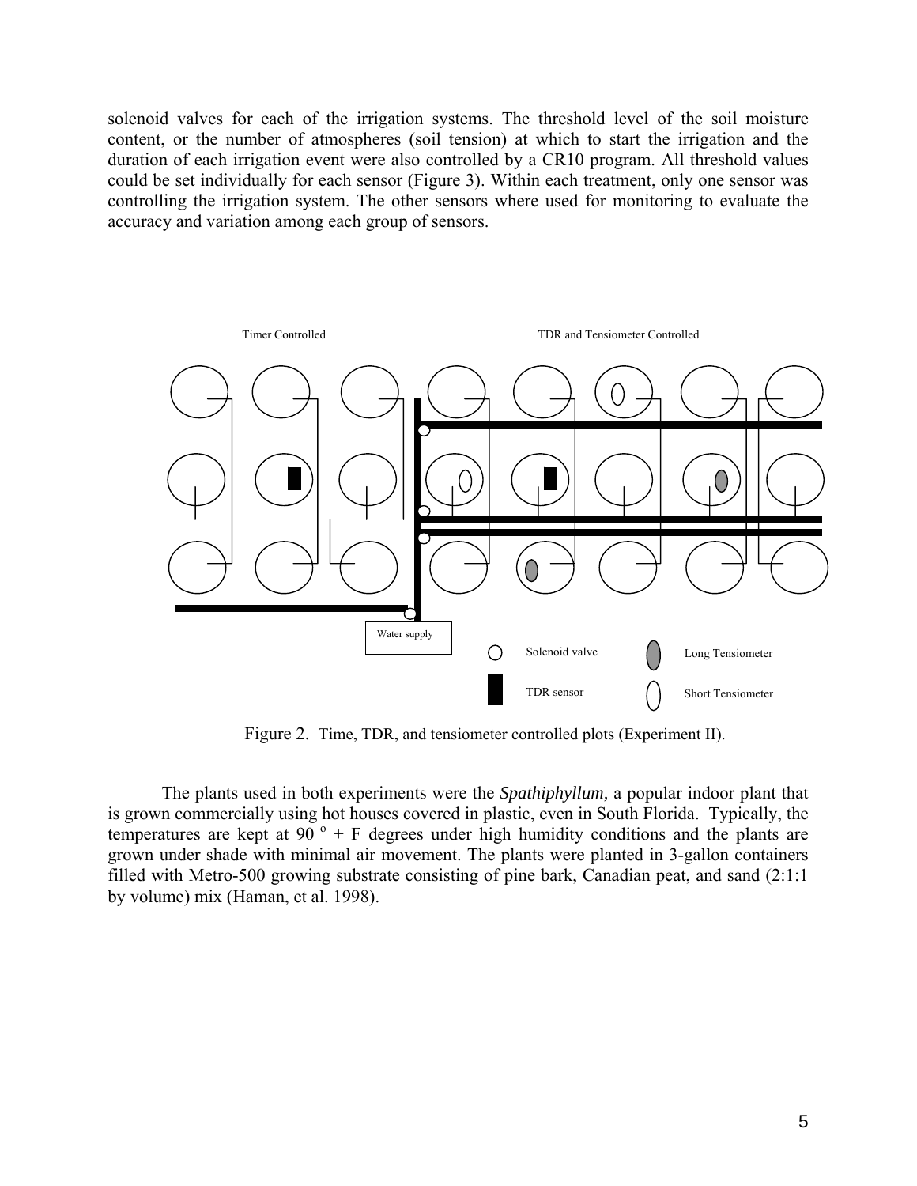solenoid valves for each of the irrigation systems. The threshold level of the soil moisture content, or the number of atmospheres (soil tension) at which to start the irrigation and the duration of each irrigation event were also controlled by a CR10 program. All threshold values could be set individually for each sensor (Figure 3). Within each treatment, only one sensor was controlling the irrigation system. The other sensors where used for monitoring to evaluate the accuracy and variation among each group of sensors.

Figure 2. Time, TDR, and tensiometer controlled plots (Experiment II).

The plants used in both experiments were the *Spathiphyllum,* a popular indoor plant that is grown commercially using hot houses covered in plastic, even in South Florida. Typically, the temperatures are kept at 90 º + F degrees under high humidity conditions and the plants are grown under shade with minimal air movement. The plants were planted in 3-gallon containers filled with Metro-500 growing substrate consisting of pine bark, Canadian peat, and sand (2:1:1 by volume) mix (Haman, et al. 1998).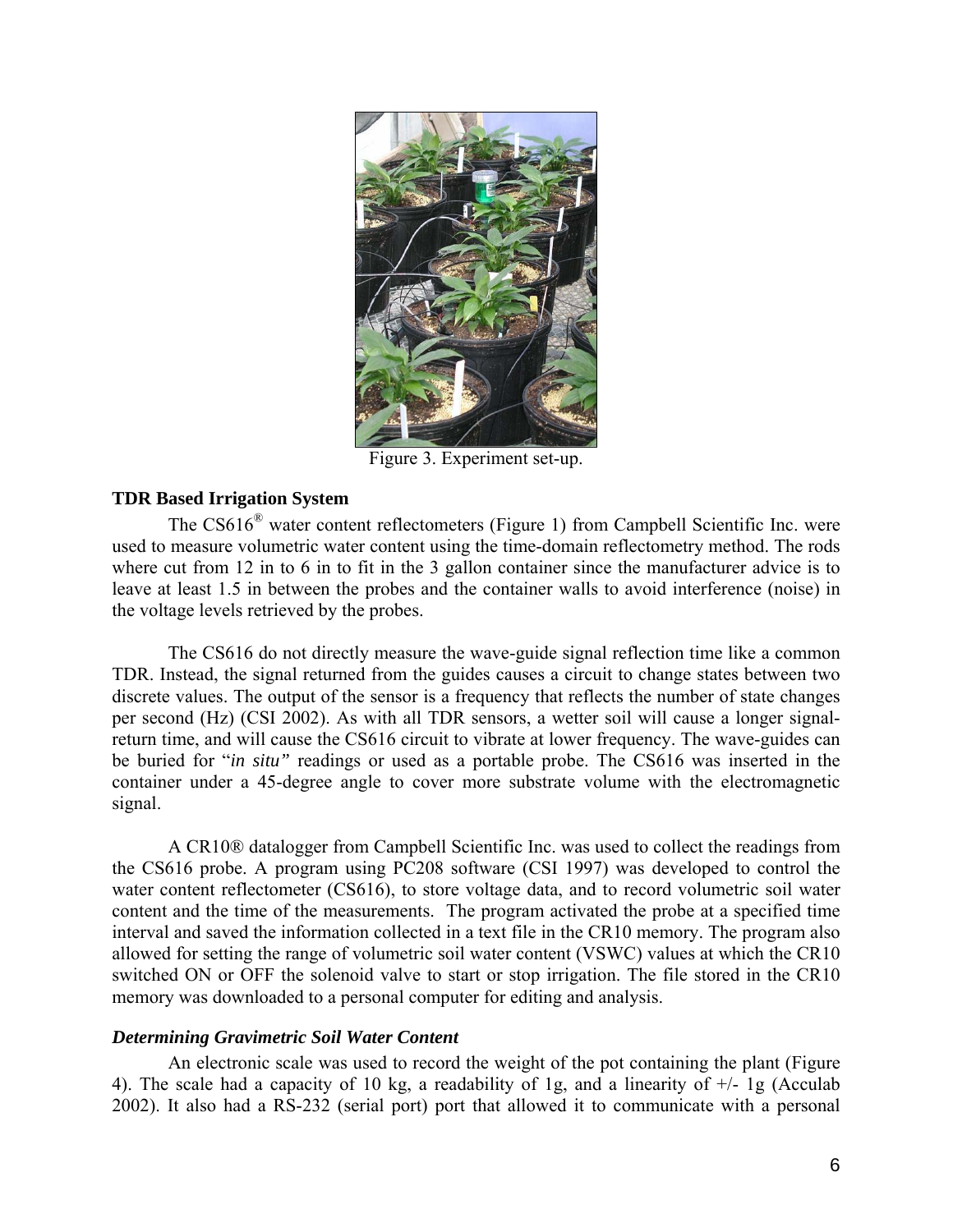Figure 3. Experiment set-up.

**TDR Based Irrigation System**

The CS616® water content reflectometers (Figure 1) from Campbell Scientific Inc. were used to measure volumetric water content using the time-domain reflectometry method. The rods where cut from 12 in to 6 in to fit in the 3 gallon container since the manufacturer advice is to leave at least 1.5 in between the probes and the container walls to avoid interference (noise) in the voltage levels retrieved by the probes.

The CS616 do not directly measure the wave-guide signal reflection time like a common TDR. Instead, the signal returned from the guides causes a circuit to change states between two discrete values. The output of the sensor is a frequency that reflects the number of state changes per second (Hz) (CSI 2002). As with all TDR sensors, a wetter soil will cause a longer signal-return time, and will cause the CS616 circuit to vibrate at lower frequency. The wave-guides can be buried for "*in situ"* readings or used as a portable probe. The CS616 was inserted in the container under a 45-degree angle to cover more substrate volume with the electromagnetic signal.

A CR10® datalogger from Campbell Scientific Inc. was used to collect the readings from the CS616 probe. A program using PC208 software (CSI 1997) was developed to control the water content reflectometer (CS616), to store voltage data, and to record volumetric soil water content and the time of the measurements. The program activated the probe at a specified time interval and saved the information collected in a text file in the CR10 memory. The program also allowed for setting the range of volumetric soil water content (VSWC) values at which the CR10 switched ON or OFF the solenoid valve to start or stop irrigation. The file stored in the CR10 memory was downloaded to a personal computer for editing and analysis.

***Determining Gravimetric Soil Water Content***

An electronic scale was used to record the weight of the pot containing the plant (Figure 4). The scale had a capacity of 10 kg, a readability of 1g, and a linearity of +/- 1g (Acculab 2002). It also had a RS-232 (serial port) port that allowed it to communicate with a personal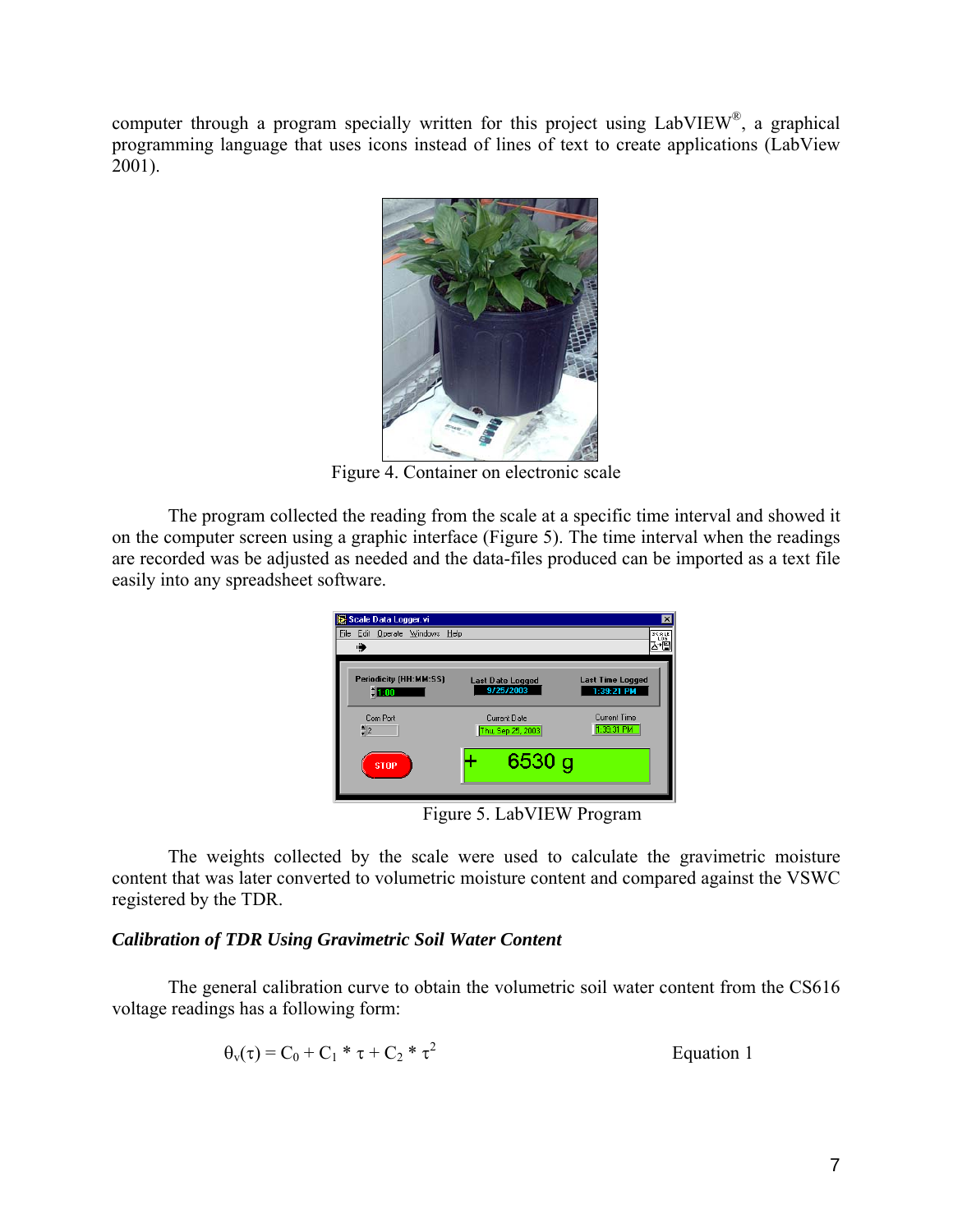computer through a program specially written for this project using LabVIEW®, a graphical programming language that uses icons instead of lines of text to create applications (LabView 2001).

Figure 4. Container on electronic scale

The program collected the reading from the scale at a specific time interval and showed it on the computer screen using a graphic interface (Figure 5). The time interval when the readings are recorded was be adjusted as needed and the data-files produced can be imported as a text file easily into any spreadsheet software.

Figure 5. LabVIEW Program

The weights collected by the scale were used to calculate the gravimetric moisture content that was later converted to volumetric moisture content and compared against the VSWC registered by the TDR.

***Calibration of TDR Using Gravimetric Soil Water Content***

The general calibration curve to obtain the volumetric soil water content from the CS616 voltage readings has a following form:

$$\theta_v(\tau) = C_0 + C_1 * \tau + C_2 * \tau^2 \qquad \text{Equation 1}$$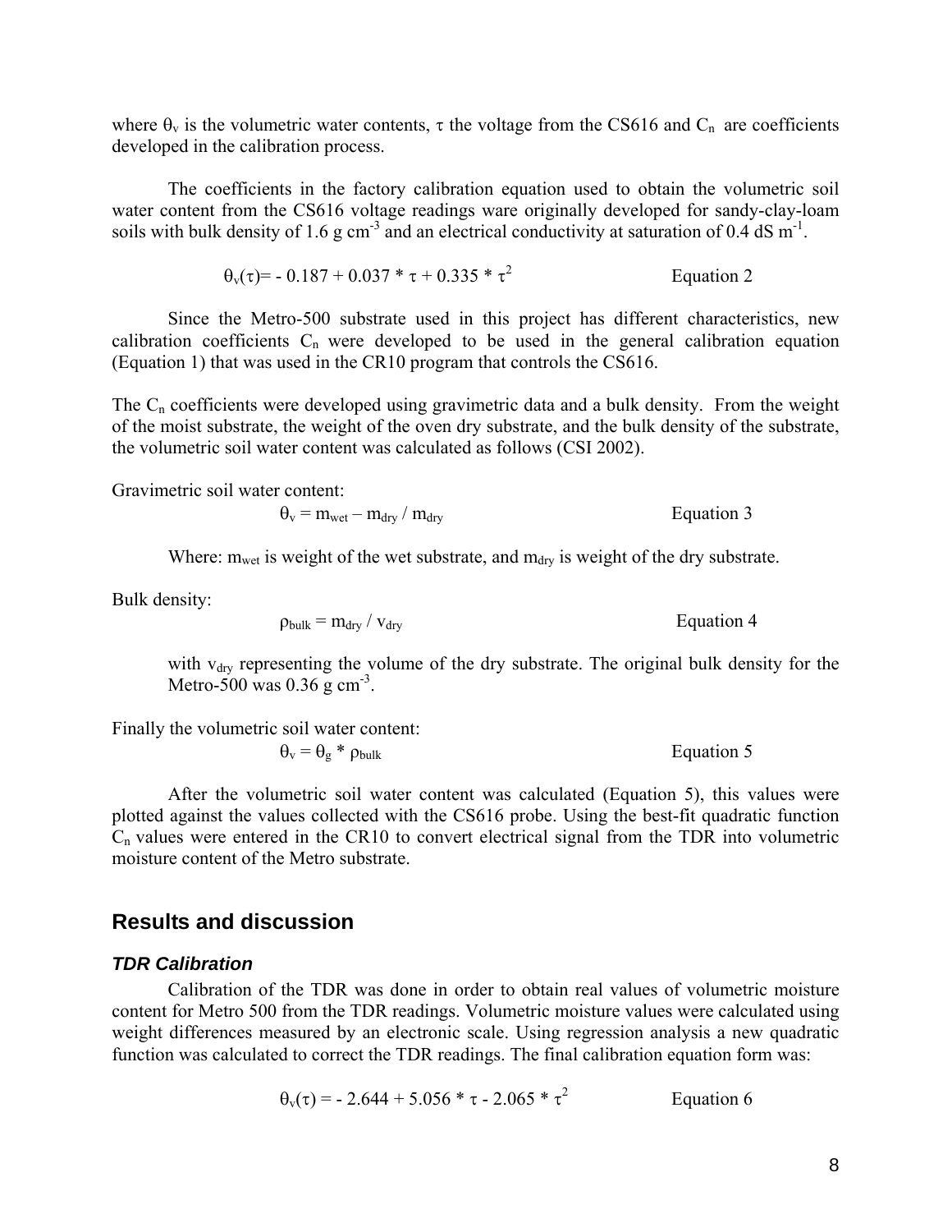where $\theta_v$ is the volumetric water contents, $\tau$ the voltage from the CS616 and $C_n$ are coefficients developed in the calibration process.

The coefficients in the factory calibration equation used to obtain the volumetric soil water content from the CS616 voltage readings ware originally developed for sandy-clay-loam soils with bulk density of 1.6 g cm$^{-3}$ and an electrical conductivity at saturation of 0.4 dS m$^{-1}$.

$$\theta_v(\tau) = -0.187 + 0.037 * \tau + 0.335 * \tau^2 \quad \text{Equation 2}$$

Since the Metro-500 substrate used in this project has different characteristics, new calibration coefficients $C_n$ were developed to be used in the general calibration equation (Equation 1) that was used in the CR10 program that controls the CS616.

The $C_n$ coefficients were developed using gravimetric data and a bulk density. From the weight of the moist substrate, the weight of the oven dry substrate, and the bulk density of the substrate, the volumetric soil water content was calculated as follows (CSI 2002).

Gravimetric soil water content:

$$\theta_v = m_{wet} - m_{dry} / m_{dry} \quad \text{Equation 3}$$

Where: $m_{wet}$ is weight of the wet substrate, and $m_{dry}$ is weight of the dry substrate.

Bulk density:

$$\rho_{bulk} = m_{dry} / v_{dry} \quad \text{Equation 4}$$

with $v_{dry}$ representing the volume of the dry substrate. The original bulk density for the Metro-500 was 0.36 g cm$^{-3}$.

Finally the volumetric soil water content:

$$\theta_v = \theta_g * \rho_{bulk} \quad \text{Equation 5}$$

After the volumetric soil water content was calculated (Equation 5), this values were plotted against the values collected with the CS616 probe. Using the best-fit quadratic function $C_n$ values were entered in the CR10 to convert electrical signal from the TDR into volumetric moisture content of the Metro substrate.

## Results and discussion

### *TDR Calibration*

Calibration of the TDR was done in order to obtain real values of volumetric moisture content for Metro 500 from the TDR readings. Volumetric moisture values were calculated using weight differences measured by an electronic scale. Using regression analysis a new quadratic function was calculated to correct the TDR readings. The final calibration equation form was:

$$\theta_v(\tau) = -2.644 + 5.056 * \tau - 2.065 * \tau^2 \quad \text{Equation 6}$$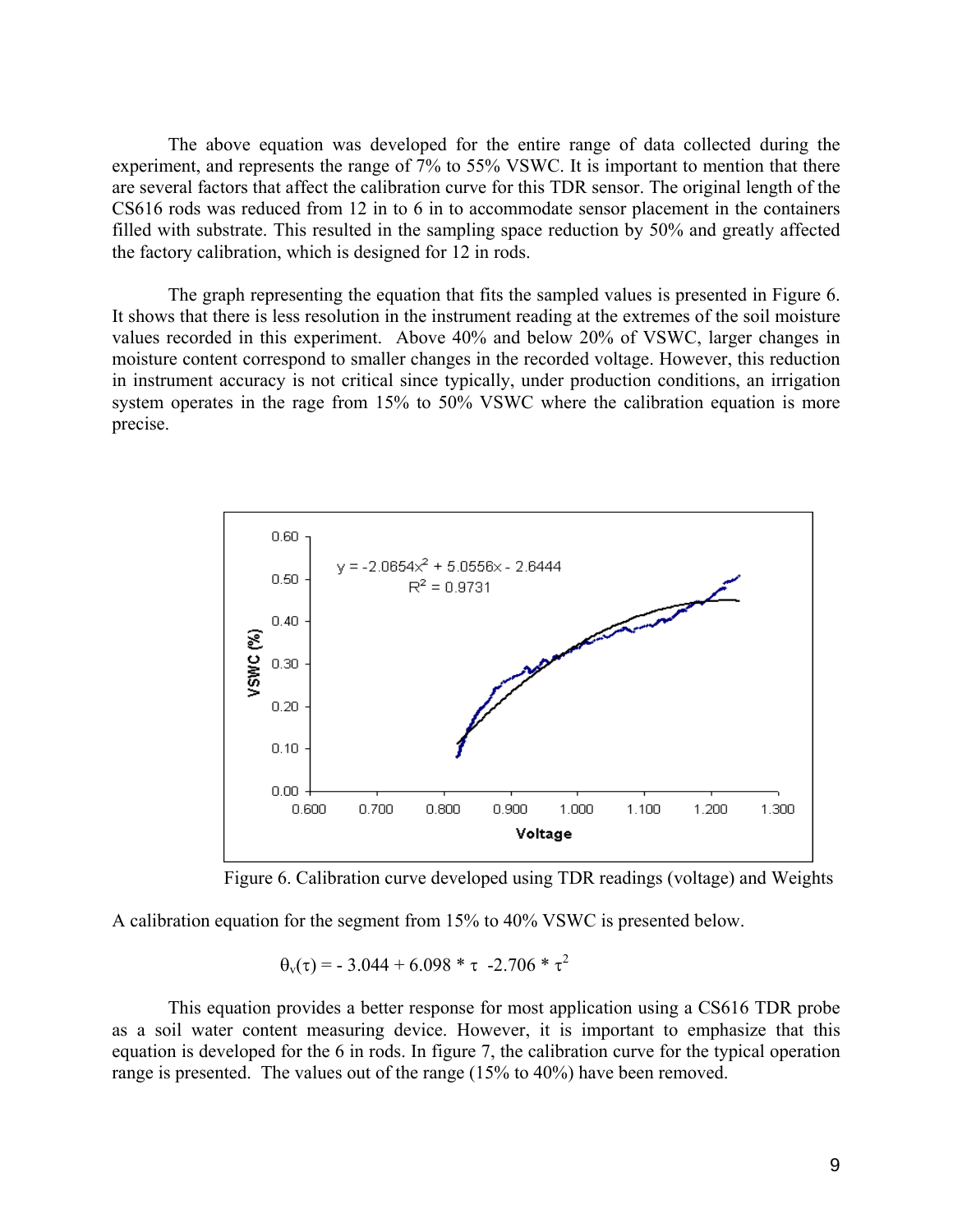The above equation was developed for the entire range of data collected during the experiment, and represents the range of 7% to 55% VSWC. It is important to mention that there are several factors that affect the calibration curve for this TDR sensor. The original length of the CS616 rods was reduced from 12 in to 6 in to accommodate sensor placement in the containers filled with substrate. This resulted in the sampling space reduction by 50% and greatly affected the factory calibration, which is designed for 12 in rods.

The graph representing the equation that fits the sampled values is presented in Figure 6. It shows that there is less resolution in the instrument reading at the extremes of the soil moisture values recorded in this experiment. Above 40% and below 20% of VSWC, larger changes in moisture content correspond to smaller changes in the recorded voltage. However, this reduction in instrument accuracy is not critical since typically, under production conditions, an irrigation system operates in the rage from 15% to 50% VSWC where the calibration equation is more precise.

Figure 6. Calibration curve developed using TDR readings (voltage) and Weights

A calibration equation for the segment from 15% to 40% VSWC is presented below.

$$\theta_v(\tau) = -3.044 + 6.098 * \tau - 2.706 * \tau^2$$

This equation provides a better response for most application using a CS616 TDR probe as a soil water content measuring device. However, it is important to emphasize that this equation is developed for the 6 in rods. In figure 7, the calibration curve for the typical operation range is presented. The values out of the range (15% to 40%) have been removed.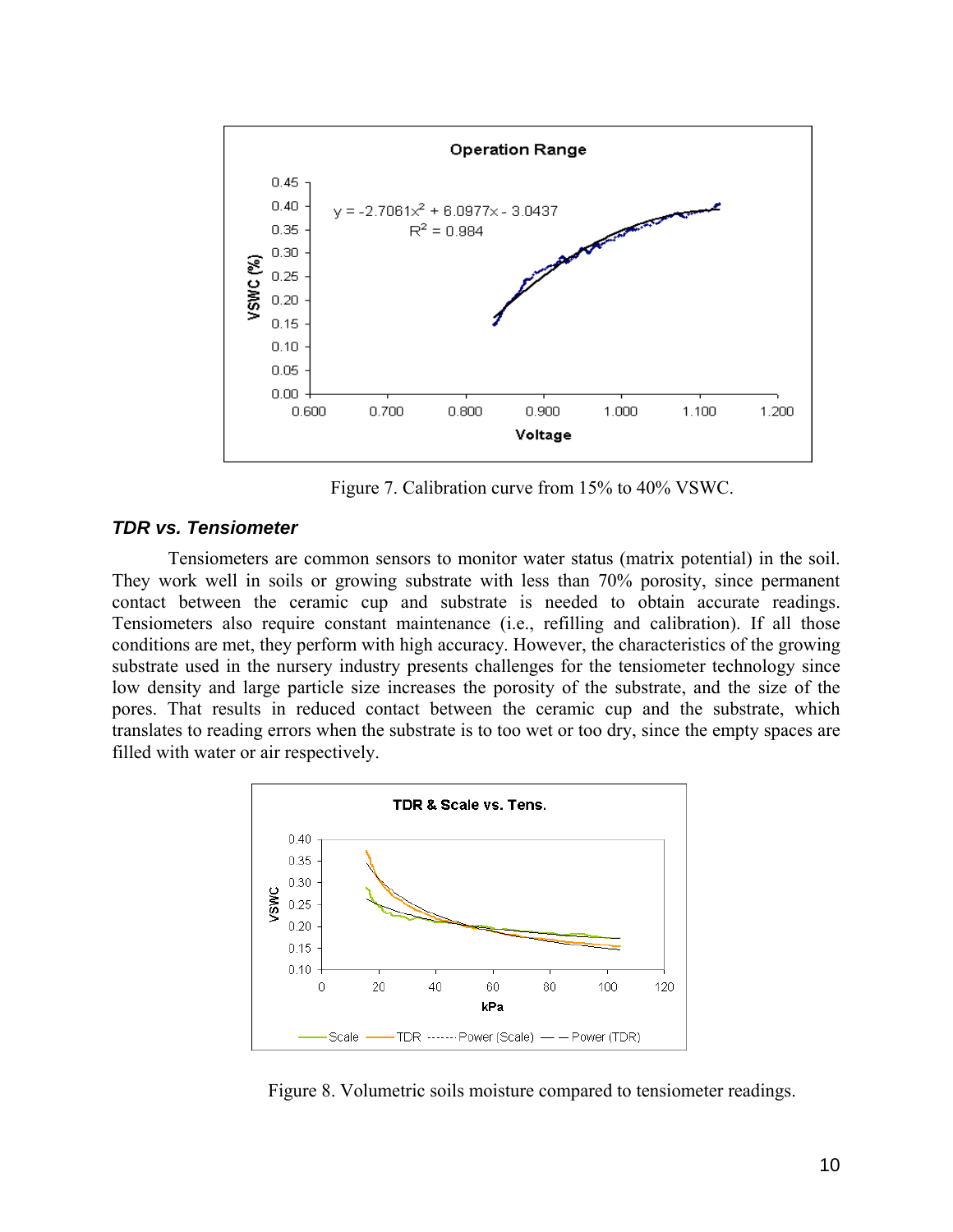Figure 7. Calibration curve from 15% to 40% VSWC.

### *TDR vs. Tensiometer*

Tensiometers are common sensors to monitor water status (matrix potential) in the soil. They work well in soils or growing substrate with less than 70% porosity, since permanent contact between the ceramic cup and substrate is needed to obtain accurate readings. Tensiometers also require constant maintenance (i.e., refilling and calibration). If all those conditions are met, they perform with high accuracy. However, the characteristics of the growing substrate used in the nursery industry presents challenges for the tensiometer technology since low density and large particle size increases the porosity of the substrate, and the size of the pores. That results in reduced contact between the ceramic cup and the substrate, which translates to reading errors when the substrate is to too wet or too dry, since the empty spaces are filled with water or air respectively.

Figure 8. Volumetric soils moisture compared to tensiometer readings.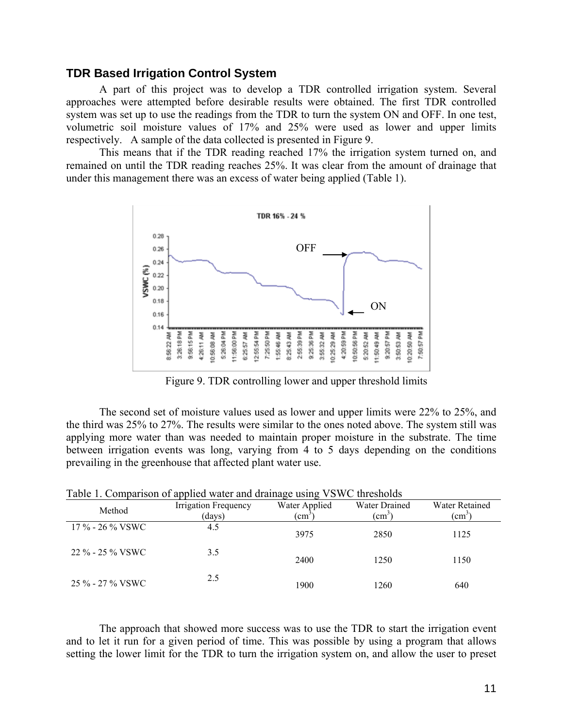### TDR Based Irrigation Control System

A part of this project was to develop a TDR controlled irrigation system. Several approaches were attempted before desirable results were obtained. The first TDR controlled system was set up to use the readings from the TDR to turn the system ON and OFF. In one test, volumetric soil moisture values of 17% and 25% were used as lower and upper limits respectively. A sample of the data collected is presented in Figure 9.

This means that if the TDR reading reached 17% the irrigation system turned on, and remained on until the TDR reading reaches 25%. It was clear from the amount of drainage that under this management there was an excess of water being applied (Table 1).

Figure 9. TDR controlling lower and upper threshold limits

The second set of moisture values used as lower and upper limits were 22% to 25%, and the third was 25% to 27%. The results were similar to the ones noted above. The system still was applying more water than was needed to maintain proper moisture in the substrate. The time between irrigation events was long, varying from 4 to 5 days depending on the conditions prevailing in the greenhouse that affected plant water use.

Table 1. Comparison of applied water and drainage using VSWC thresholds

| Method | Irrigation Frequency (days) | Water Applied ($cm^3$) | Water Drained ($cm^3$) | Water Retained ($cm^3$) |
|---|---|---|---|---|
| 17 % - 26 % VSWC | 4.5 | 3975 | 2850 | 1125 |
| 22 % - 25 % VSWC | 3.5 | 2400 | 1250 | 1150 |
| 25 % - 27 % VSWC | 2.5 | 1900 | 1260 | 640 |

The approach that showed more success was to use the TDR to start the irrigation event and to let it run for a given period of time. This was possible by using a program that allows setting the lower limit for the TDR to turn the irrigation system on, and allow the user to preset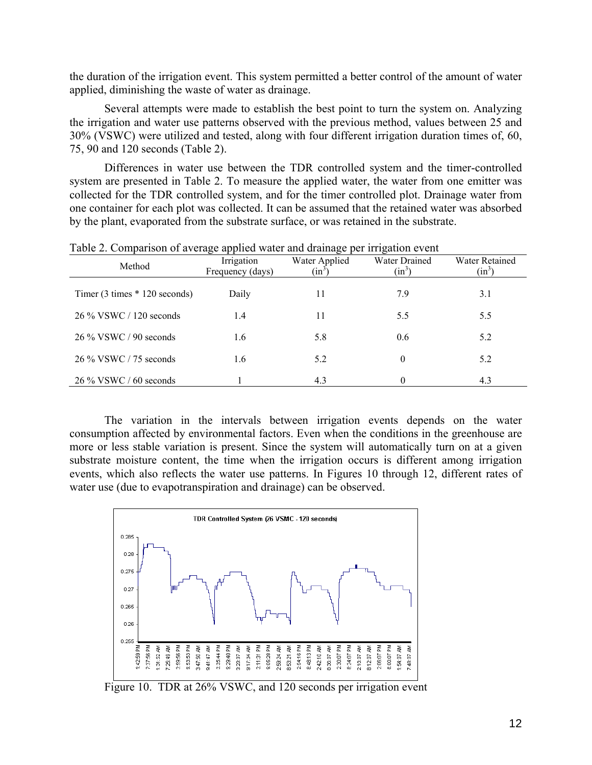the duration of the irrigation event. This system permitted a better control of the amount of water applied, diminishing the waste of water as drainage.

Several attempts were made to establish the best point to turn the system on. Analyzing the irrigation and water use patterns observed with the previous method, values between 25 and 30% (VSWC) were utilized and tested, along with four different irrigation duration times of, 60, 75, 90 and 120 seconds (Table 2).

Differences in water use between the TDR controlled system and the timer-controlled system are presented in Table 2. To measure the applied water, the water from one emitter was collected for the TDR controlled system, and for the timer controlled plot. Drainage water from one container for each plot was collected. It can be assumed that the retained water was absorbed by the plant, evaporated from the substrate surface, or was retained in the substrate.

Table 2. Comparison of average applied water and drainage per irrigation event

| Method | Irrigation Frequency (days) | Water Applied ($in^3$) | Water Drained ($in^3$) | Water Retained ($in^3$) |
|---|---|---|---|---|
| Timer (3 times * 120 seconds) | Daily | 11 | 7.9 | 3.1 |
| 26 % VSWC / 120 seconds | 1.4 | 11 | 5.5 | 5.5 |
| 26 % VSWC / 90 seconds | 1.6 | 5.8 | 0.6 | 5.2 |
| 26 % VSWC / 75 seconds | 1.6 | 5.2 | 0 | 5.2 |
| 26 % VSWC / 60 seconds | 1 | 4.3 | 0 | 4.3 |

The variation in the intervals between irrigation events depends on the water consumption affected by environmental factors. Even when the conditions in the greenhouse are more or less stable variation is present. Since the system will automatically turn on at a given substrate moisture content, the time when the irrigation occurs is different among irrigation events, which also reflects the water use patterns. In Figures 10 through 12, different rates of water use (due to evapotranspiration and drainage) can be observed.

Figure 10. TDR at 26% VSWC, and 120 seconds per irrigation event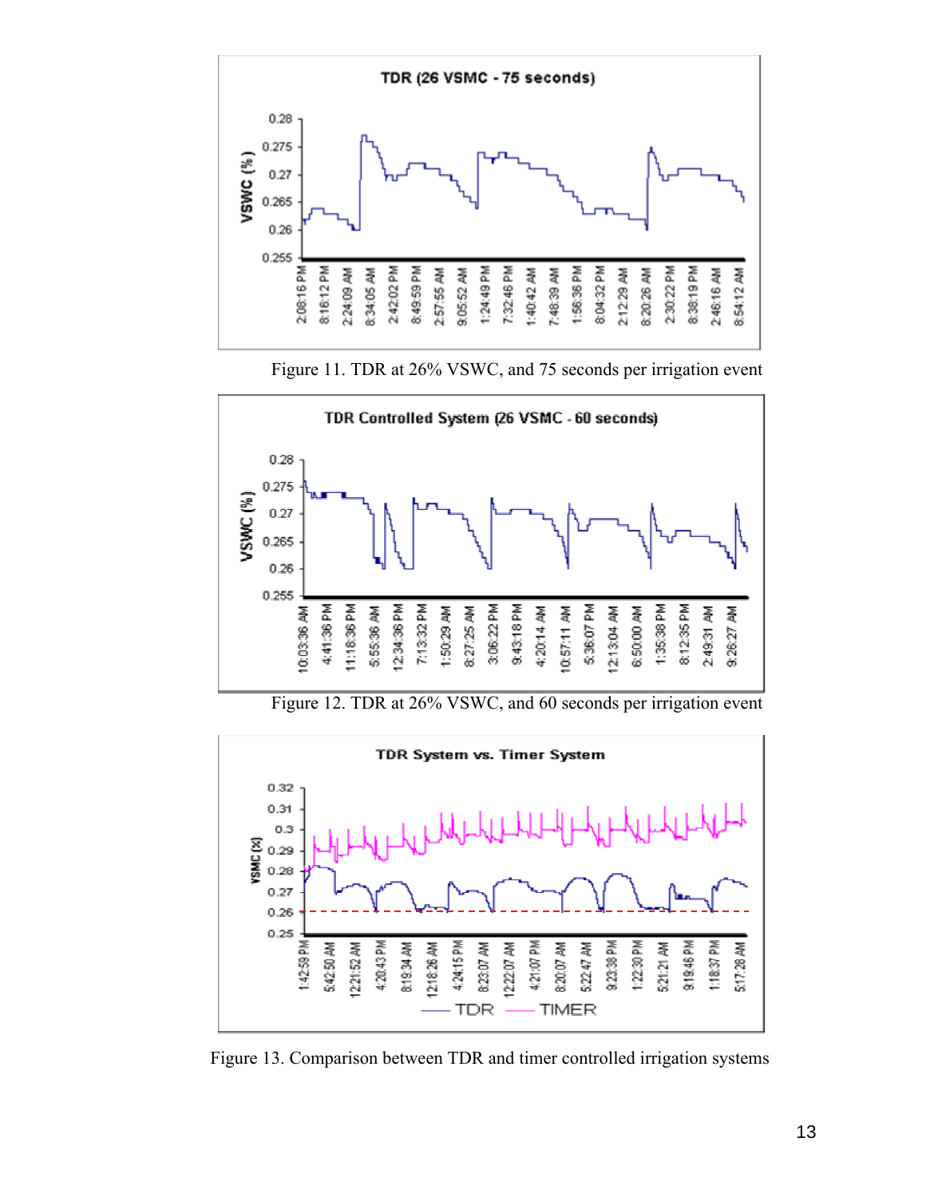Figure 11. TDR at 26% VSWC, and 75 seconds per irrigation event

Figure 12. TDR at 26% VSWC, and 60 seconds per irrigation event

Figure 13. Comparison between TDR and timer controlled irrigation systems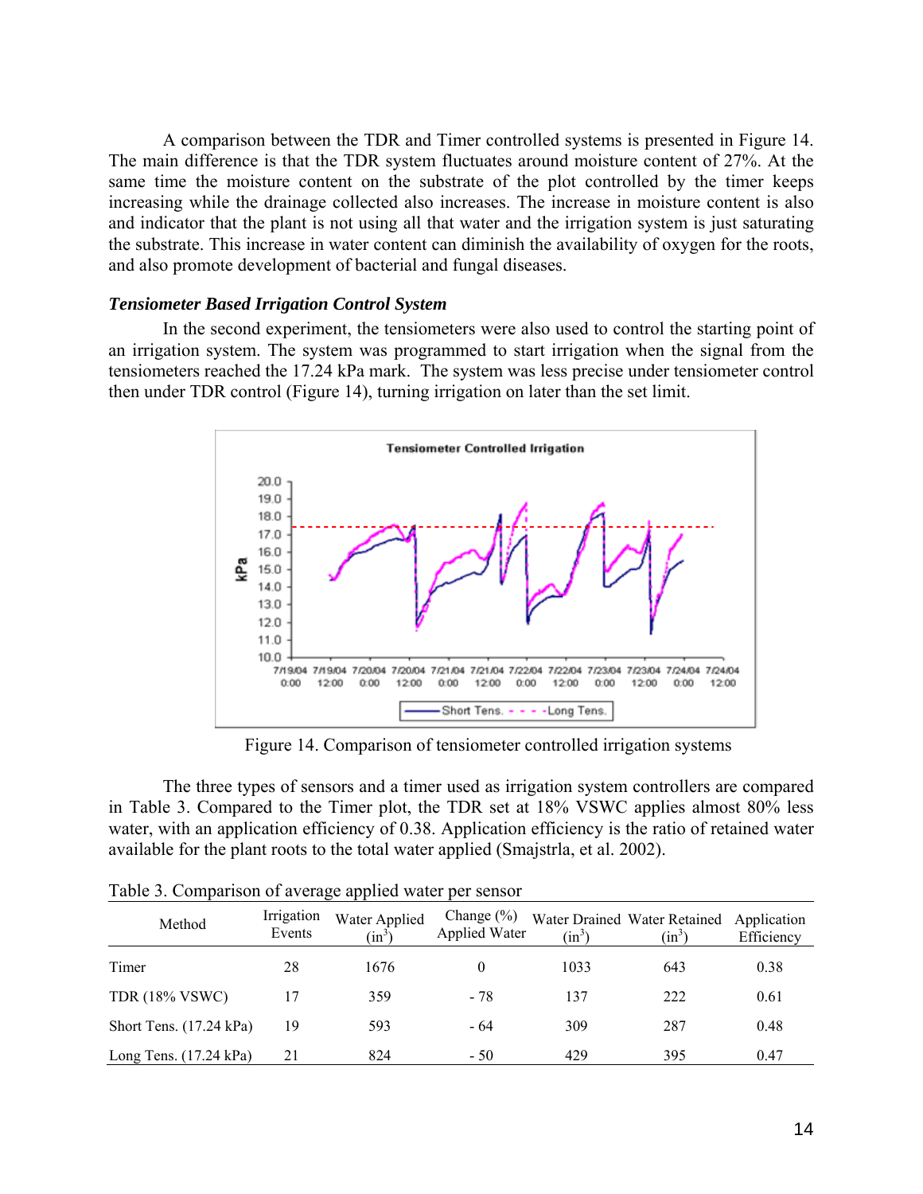A comparison between the TDR and Timer controlled systems is presented in Figure 14. The main difference is that the TDR system fluctuates around moisture content of 27%. At the same time the moisture content on the substrate of the plot controlled by the timer keeps increasing while the drainage collected also increases. The increase in moisture content is also and indicator that the plant is not using all that water and the irrigation system is just saturating the substrate. This increase in water content can diminish the availability of oxygen for the roots, and also promote development of bacterial and fungal diseases.

***Tensiometer Based Irrigation Control System***

In the second experiment, the tensiometers were also used to control the starting point of an irrigation system. The system was programmed to start irrigation when the signal from the tensiometers reached the 17.24 kPa mark. The system was less precise under tensiometer control then under TDR control (Figure 14), turning irrigation on later than the set limit.

Figure 14. Comparison of tensiometer controlled irrigation systems

The three types of sensors and a timer used as irrigation system controllers are compared in Table 3. Compared to the Timer plot, the TDR set at 18% VSWC applies almost 80% less water, with an application efficiency of 0.38. Application efficiency is the ratio of retained water available for the plant roots to the total water applied (Smajstrla, et al. 2002).

Table 3. Comparison of average applied water per sensor

| Method | Irrigation Events | Water Applied ($in^3$) | Change (%) Applied Water | Water Drained ($in^3$) | Water Retained ($in^3$) | Application Efficiency |
|---|---|---|---|---|---|---|
| Timer | 28 | 1676 | 0 | 1033 | 643 | 0.38 |
| TDR (18% VSWC) | 17 | 359 | - 78 | 137 | 222 | 0.61 |
| Short Tens. (17.24 kPa) | 19 | 593 | - 64 | 309 | 287 | 0.48 |
| Long Tens. (17.24 kPa) | 21 | 824 | - 50 | 429 | 395 | 0.47 |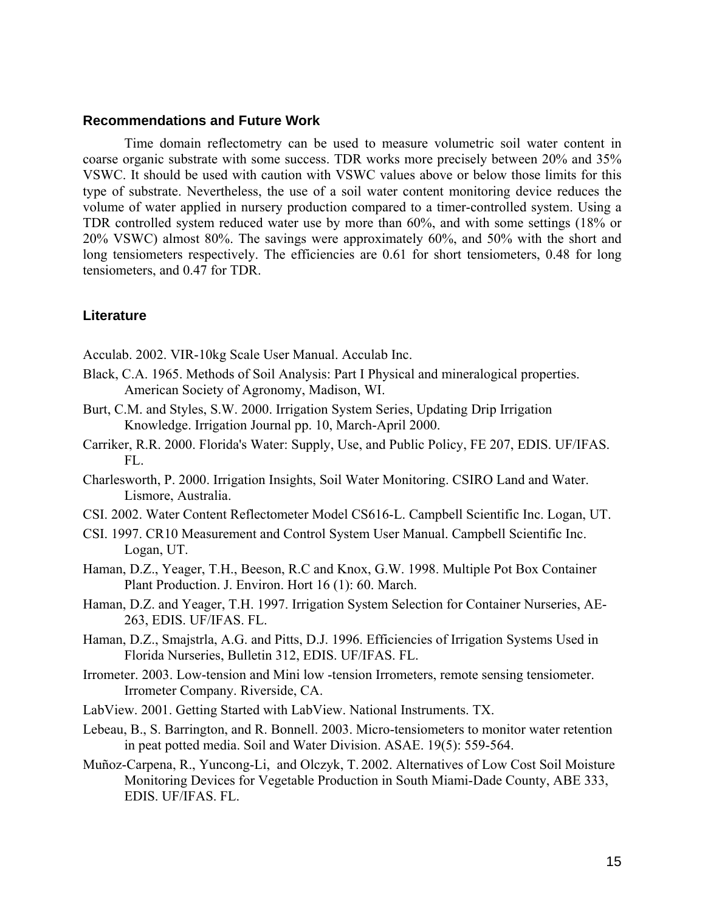## Recommendations and Future Work

Time domain reflectometry can be used to measure volumetric soil water content in coarse organic substrate with some success. TDR works more precisely between 20% and 35% VSWC. It should be used with caution with VSWC values above or below those limits for this type of substrate. Nevertheless, the use of a soil water content monitoring device reduces the volume of water applied in nursery production compared to a timer-controlled system. Using a TDR controlled system reduced water use by more than 60%, and with some settings (18% or 20% VSWC) almost 80%. The savings were approximately 60%, and 50% with the short and long tensiometers respectively. The efficiencies are 0.61 for short tensiometers, 0.48 for long tensiometers, and 0.47 for TDR.

## Literature

Acculab. 2002. VIR-10kg Scale User Manual. Acculab Inc.

Black, C.A. 1965. Methods of Soil Analysis: Part I Physical and mineralogical properties. American Society of Agronomy, Madison, WI.

Burt, C.M. and Styles, S.W. 2000. Irrigation System Series, Updating Drip Irrigation Knowledge. Irrigation Journal pp. 10, March-April 2000.

Carriker, R.R. 2000. Florida's Water: Supply, Use, and Public Policy, FE 207, EDIS. UF/IFAS. FL.

Charlesworth, P. 2000. Irrigation Insights, Soil Water Monitoring. CSIRO Land and Water. Lismore, Australia.

CSI. 2002. Water Content Reflectometer Model CS616-L. Campbell Scientific Inc. Logan, UT.

CSI. 1997. CR10 Measurement and Control System User Manual. Campbell Scientific Inc. Logan, UT.

Haman, D.Z., Yeager, T.H., Beeson, R.C and Knox, G.W. 1998. Multiple Pot Box Container Plant Production. J. Environ. Hort 16 (1): 60. March.

Haman, D.Z. and Yeager, T.H. 1997. Irrigation System Selection for Container Nurseries, AE-263, EDIS. UF/IFAS. FL.

Haman, D.Z., Smajstrla, A.G. and Pitts, D.J. 1996. Efficiencies of Irrigation Systems Used in Florida Nurseries, Bulletin 312, EDIS. UF/IFAS. FL.

Irrometer. 2003. Low-tension and Mini low -tension Irrometers, remote sensing tensiometer. Irrometer Company. Riverside, CA.

LabView. 2001. Getting Started with LabView. National Instruments. TX.

Lebeau, B., S. Barrington, and R. Bonnell. 2003. Micro-tensiometers to monitor water retention in peat potted media. Soil and Water Division. ASAE. 19(5): 559-564.

Muñoz-Carpena, R., Yuncong-Li, and Olczyk, T. 2002. Alternatives of Low Cost Soil Moisture Monitoring Devices for Vegetable Production in South Miami-Dade County, ABE 333, EDIS. UF/IFAS. FL.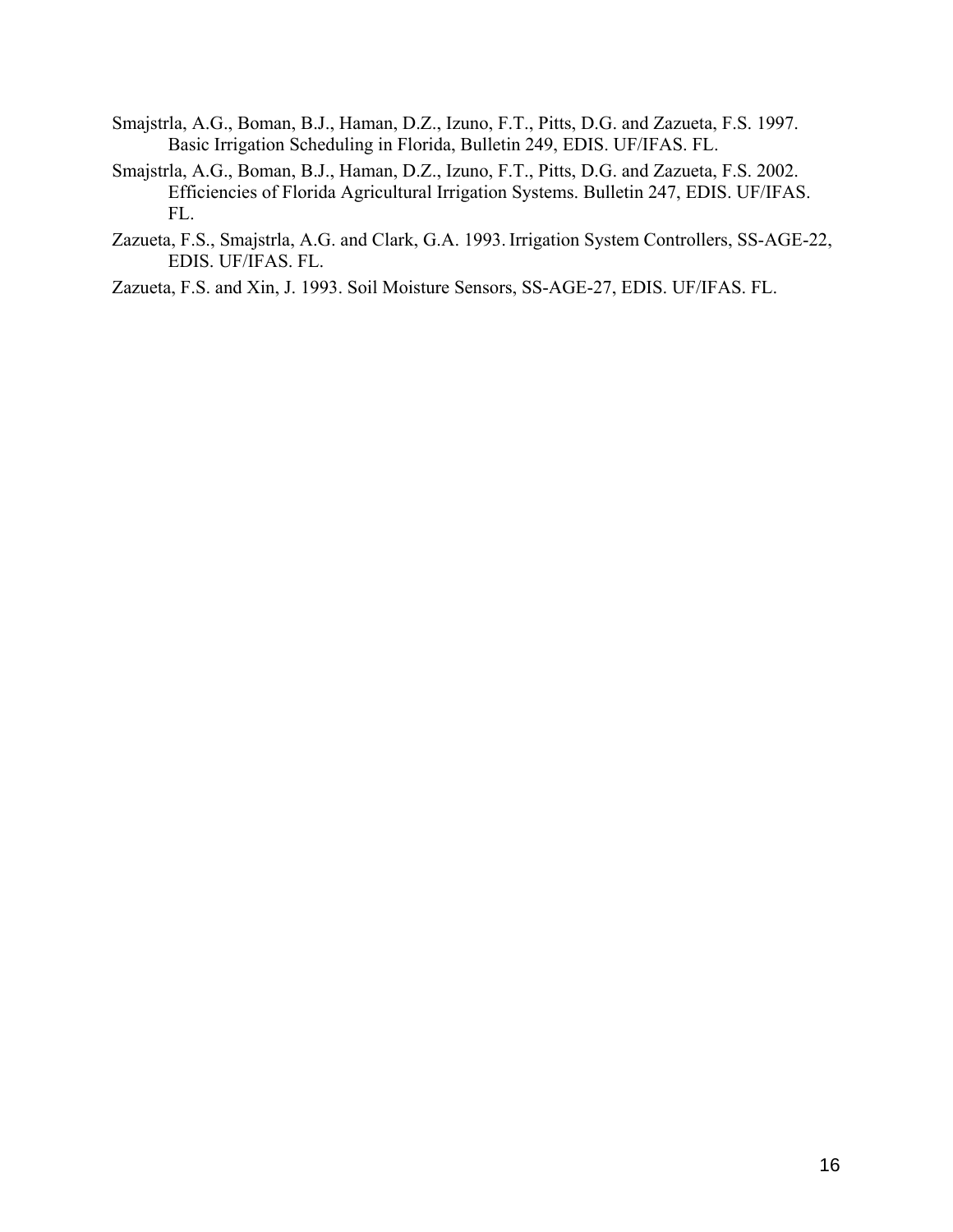Smajstrla, A.G., Boman, B.J., Haman, D.Z., Izuno, F.T., Pitts, D.G. and Zazueta, F.S. 1997. Basic Irrigation Scheduling in Florida, Bulletin 249, EDIS. UF/IFAS. FL.

Smajstrla, A.G., Boman, B.J., Haman, D.Z., Izuno, F.T., Pitts, D.G. and Zazueta, F.S. 2002. Efficiencies of Florida Agricultural Irrigation Systems. Bulletin 247, EDIS. UF/IFAS. FL.

Zazueta, F.S., Smajstrla, A.G. and Clark, G.A. 1993. Irrigation System Controllers, SS-AGE-22, EDIS. UF/IFAS. FL.

Zazueta, F.S. and Xin, J. 1993. Soil Moisture Sensors, SS-AGE-27, EDIS. UF/IFAS. FL.